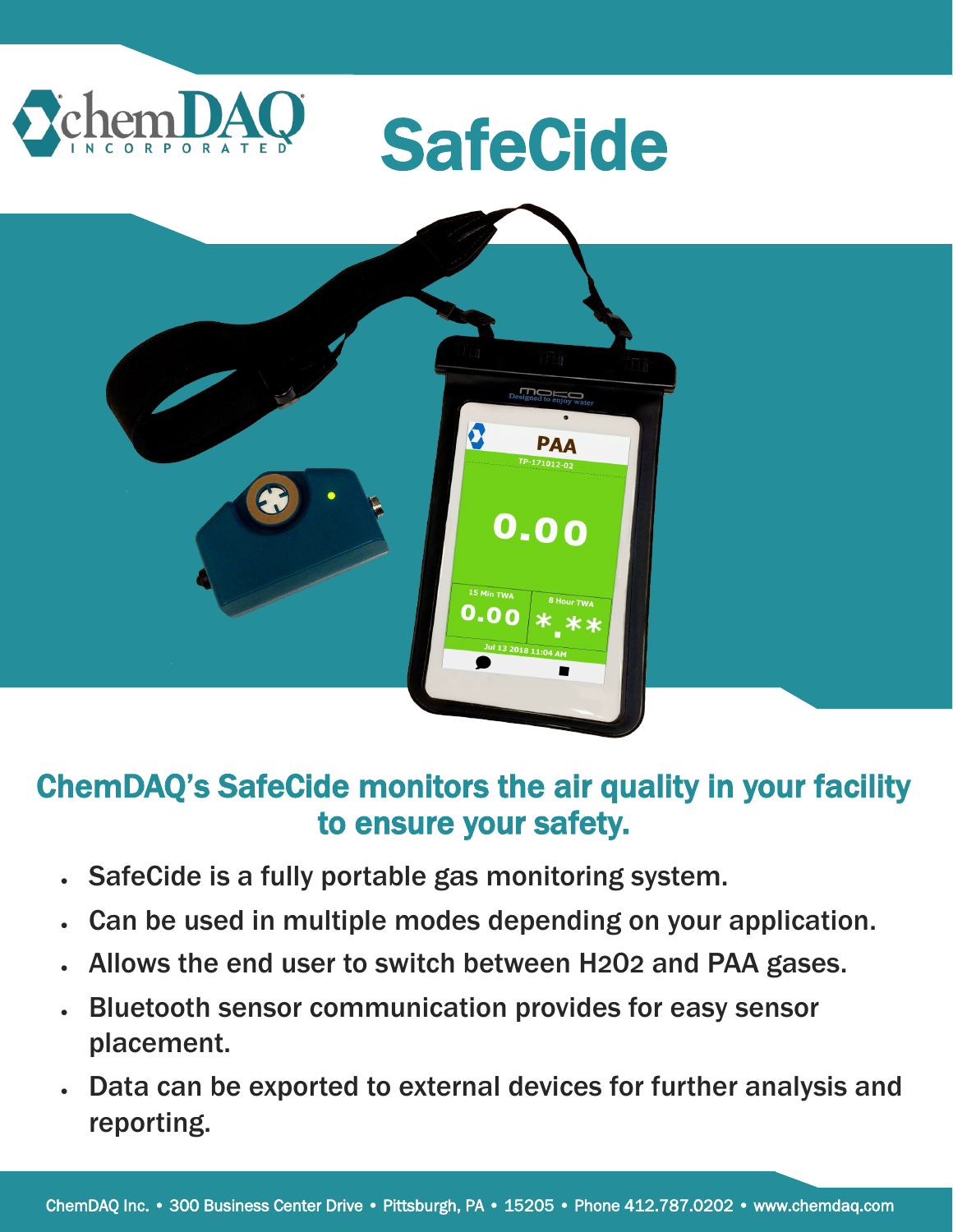# ChemDAQ Incorporated

# SafeCide

## ChemDAQ's SafeCide monitors the air quality in your facility to ensure your safety.

- SafeCide is a fully portable gas monitoring system.
- Can be used in multiple modes depending on your application.
- Allows the end user to switch between H2O2 and PAA gases.
- Bluetooth sensor communication provides for easy sensor placement.
- Data can be exported to external devices for further analysis and reporting.

ChemDAQ Inc. • 300 Business Center Drive • Pittsburgh, PA • 15205 • Phone 412.787.0202 • www.chemdaq.com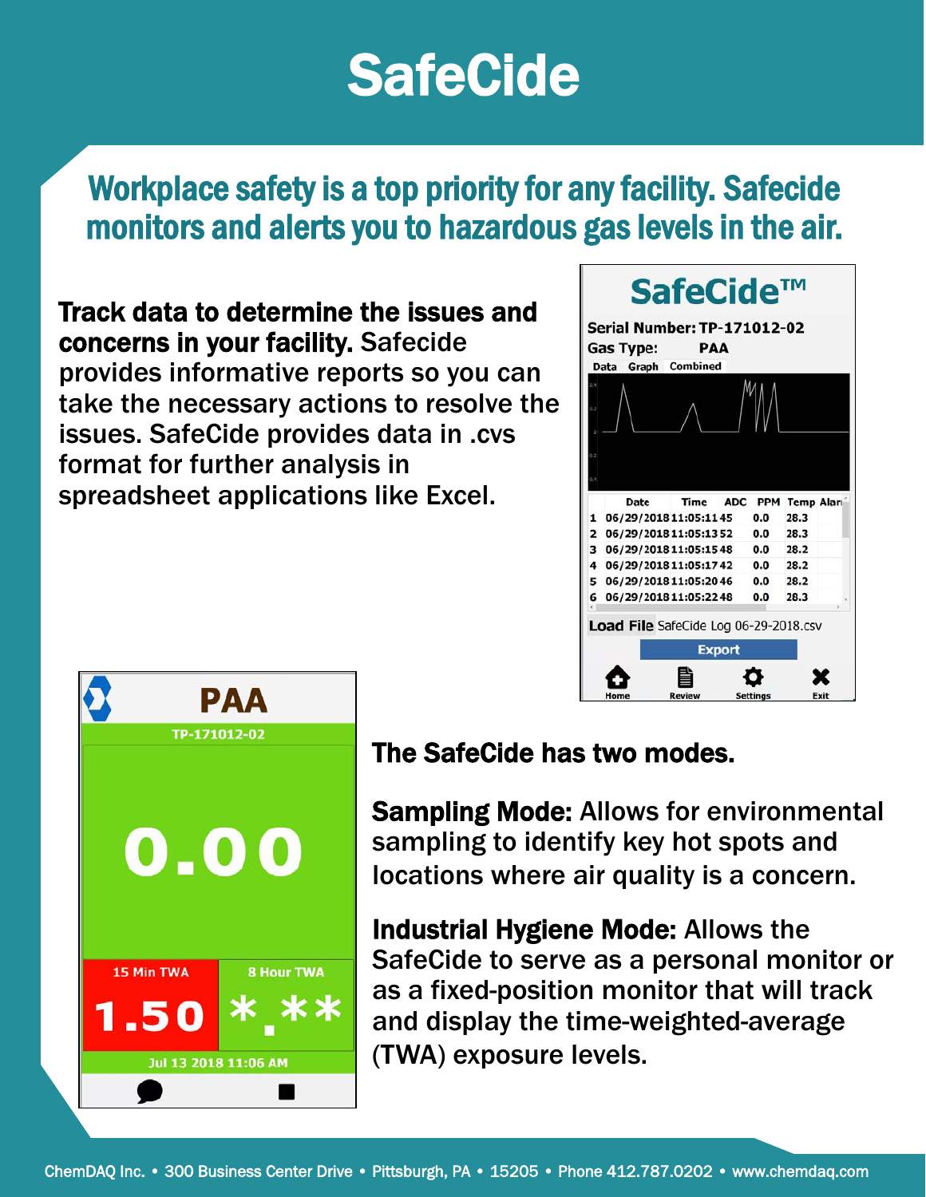# SafeCide

## Workplace safety is a top priority for any facility. Safecide monitors and alerts you to hazardous gas levels in the air.

**Track data to determine the issues and concerns in your facility.** Safecide provides informative reports so you can take the necessary actions to resolve the issues. SafeCide provides data in .cvs format for further analysis in spreadsheet applications like Excel.

SafeCide™

Serial Number: TP-171012-02

Gas Type: PAA

Data Graph Combined

| | Date | Time | ADC | PPM | Temp | Alarm |
|---|---|---|---|---|---|---|
| 1 | 06/29/2018 | 11:05:11 | 45 | 0.0 | 28.3 | |
| 2 | 06/29/2018 | 11:05:13 | 52 | 0.0 | 28.3 | |
| 3 | 06/29/2018 | 11:05:15 | 48 | 0.0 | 28.2 | |
| 4 | 06/29/2018 | 11:05:17 | 42 | 0.0 | 28.2 | |
| 5 | 06/29/2018 | 11:05:20 | 46 | 0.0 | 28.2 | |
| 6 | 06/29/2018 | 11:05:22 | 48 | 0.0 | 28.3 | |

Load File SafeCide Log 06-29-2018.csv

Export

Home Review Settings Exit

PAA

TP-171012-02

0.00

15 Min TWA 1.50

8 Hour TWA *.**

Jul 13 2018 11:06 AM

### The SafeCide has two modes.

**Sampling Mode:** Allows for environmental sampling to identify key hot spots and locations where air quality is a concern.

**Industrial Hygiene Mode:** Allows the SafeCide to serve as a personal monitor or as a fixed-position monitor that will track and display the time-weighted-average (TWA) exposure levels.

ChemDAQ Inc. • 300 Business Center Drive • Pittsburgh, PA • 15205 • Phone 412.787.0202 • www.chemdaq.com